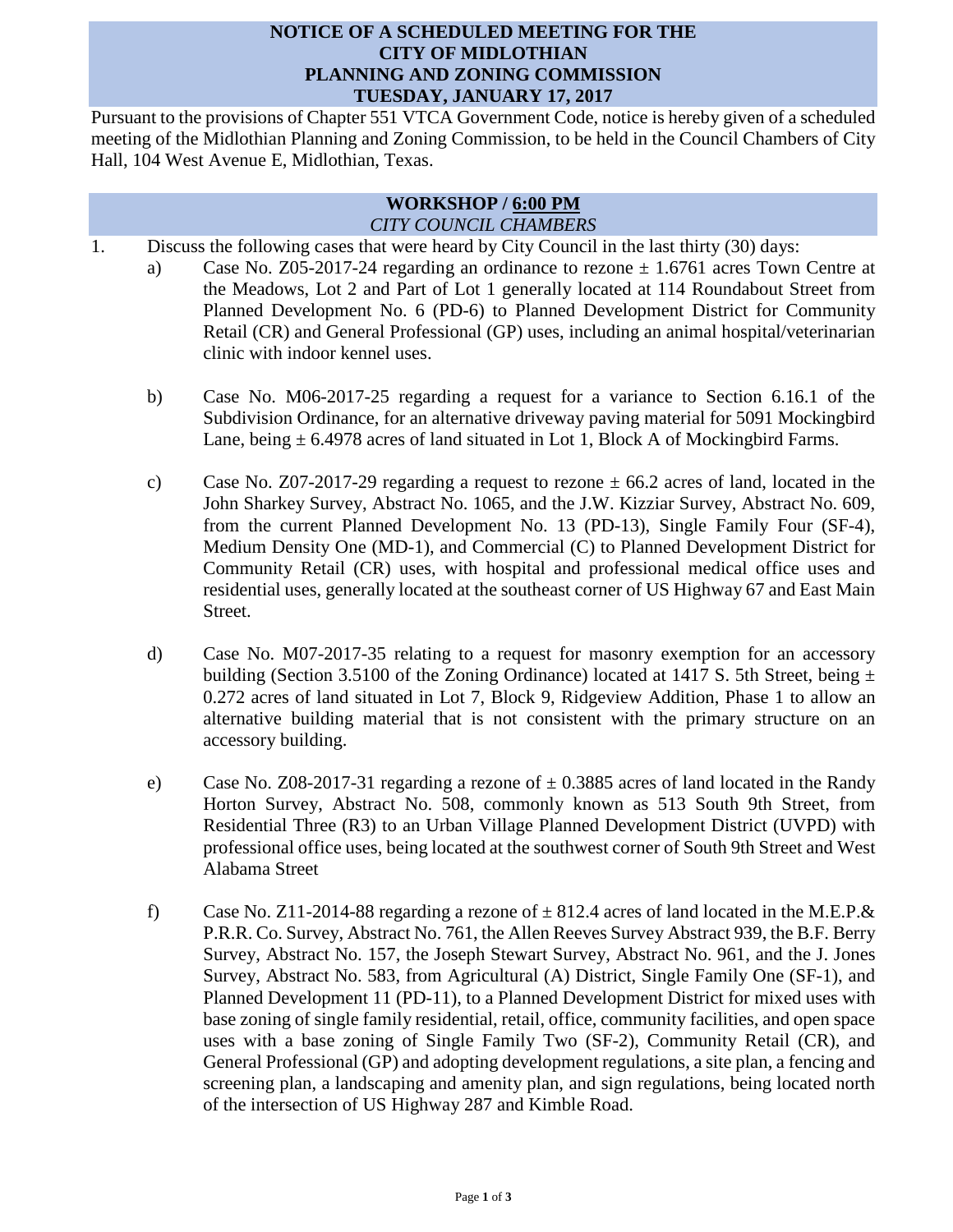# NOTICE OF A SCHEDULED MEETING FOR THE CITY OF MIDLOTHIAN PLANNING AND ZONING COMMISSION TUESDAY, JANUARY 17, 2017

Pursuant to the provisions of Chapter 551 VTCA Government Code, notice is hereby given of a scheduled meeting of the Midlothian Planning and Zoning Commission, to be held in the Council Chambers of City Hall, 104 West Avenue E, Midlothian, Texas.

## WORKSHOP / 6:00 PM

*CITY COUNCIL CHAMBERS*

1. Discuss the following cases that were heard by City Council in the last thirty (30) days:

   a) Case No. Z05-2017-24 regarding an ordinance to rezone ± 1.6761 acres Town Centre at the Meadows, Lot 2 and Part of Lot 1 generally located at 114 Roundabout Street from Planned Development No. 6 (PD-6) to Planned Development District for Community Retail (CR) and General Professional (GP) uses, including an animal hospital/veterinarian clinic with indoor kennel uses.

   b) Case No. M06-2017-25 regarding a request for a variance to Section 6.16.1 of the Subdivision Ordinance, for an alternative driveway paving material for 5091 Mockingbird Lane, being ± 6.4978 acres of land situated in Lot 1, Block A of Mockingbird Farms.

   c) Case No. Z07-2017-29 regarding a request to rezone ± 66.2 acres of land, located in the John Sharkey Survey, Abstract No. 1065, and the J.W. Kizziar Survey, Abstract No. 609, from the current Planned Development No. 13 (PD-13), Single Family Four (SF-4), Medium Density One (MD-1), and Commercial (C) to Planned Development District for Community Retail (CR) uses, with hospital and professional medical office uses and residential uses, generally located at the southeast corner of US Highway 67 and East Main Street.

   d) Case No. M07-2017-35 relating to a request for masonry exemption for an accessory building (Section 3.5100 of the Zoning Ordinance) located at 1417 S. 5th Street, being ± 0.272 acres of land situated in Lot 7, Block 9, Ridgeview Addition, Phase 1 to allow an alternative building material that is not consistent with the primary structure on an accessory building.

   e) Case No. Z08-2017-31 regarding a rezone of ± 0.3885 acres of land located in the Randy Horton Survey, Abstract No. 508, commonly known as 513 South 9th Street, from Residential Three (R3) to an Urban Village Planned Development District (UVPD) with professional office uses, being located at the southwest corner of South 9th Street and West Alabama Street

   f) Case No. Z11-2014-88 regarding a rezone of ± 812.4 acres of land located in the M.E.P.& P.R.R. Co. Survey, Abstract No. 761, the Allen Reeves Survey Abstract 939, the B.F. Berry Survey, Abstract No. 157, the Joseph Stewart Survey, Abstract No. 961, and the J. Jones Survey, Abstract No. 583, from Agricultural (A) District, Single Family One (SF-1), and Planned Development 11 (PD-11), to a Planned Development District for mixed uses with base zoning of single family residential, retail, office, community facilities, and open space uses with a base zoning of Single Family Two (SF-2), Community Retail (CR), and General Professional (GP) and adopting development regulations, a site plan, a fencing and screening plan, a landscaping and amenity plan, and sign regulations, being located north of the intersection of US Highway 287 and Kimble Road.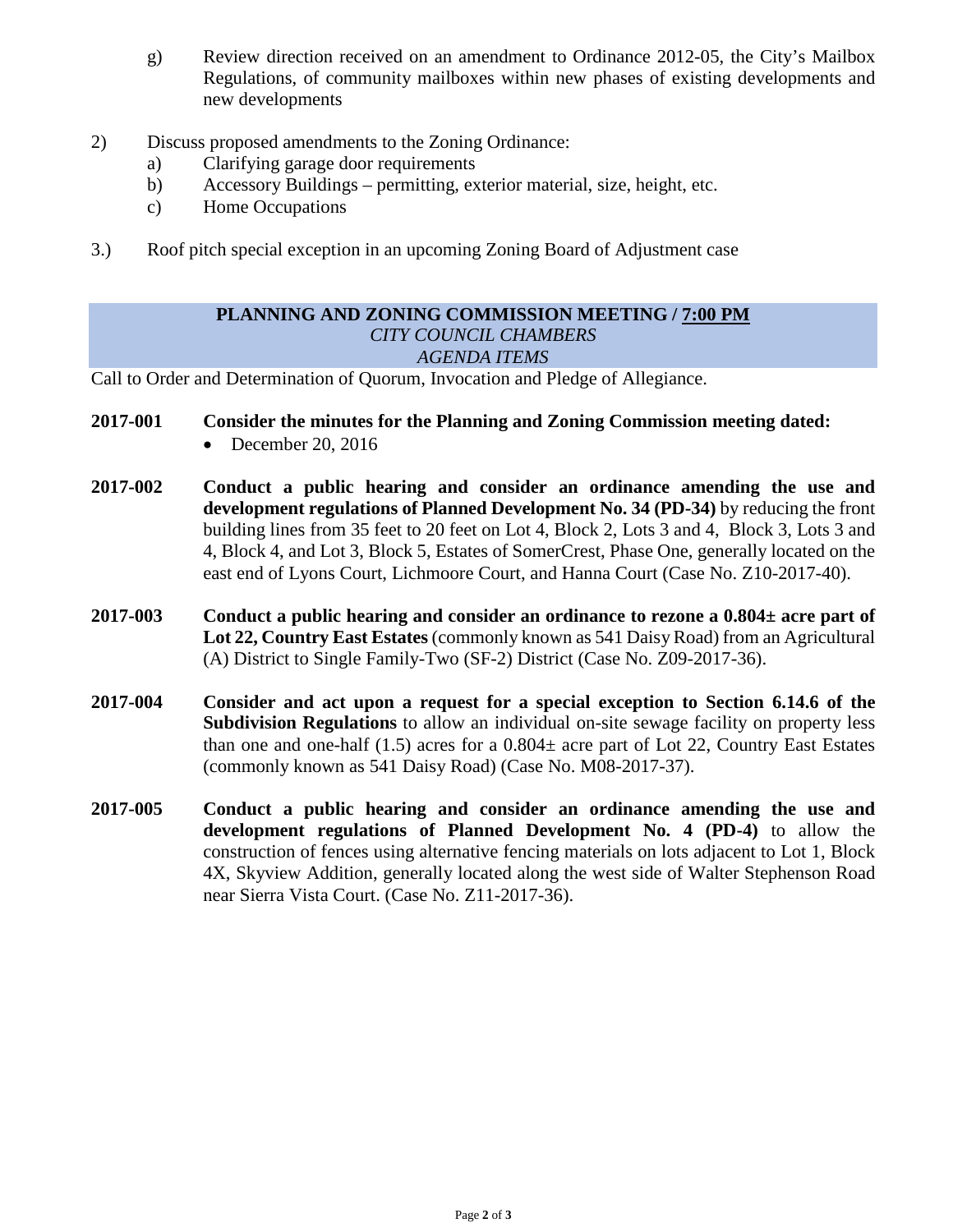g) Review direction received on an amendment to Ordinance 2012-05, the City's Mailbox Regulations, of community mailboxes within new phases of existing developments and new developments

2) Discuss proposed amendments to the Zoning Ordinance:
   a) Clarifying garage door requirements
   b) Accessory Buildings – permitting, exterior material, size, height, etc.
   c) Home Occupations

3.) Roof pitch special exception in an upcoming Zoning Board of Adjustment case

## PLANNING AND ZONING COMMISSION MEETING / 7:00 PM

*CITY COUNCIL CHAMBERS*

*AGENDA ITEMS*

Call to Order and Determination of Quorum, Invocation and Pledge of Allegiance.

**2017-001** **Consider the minutes for the Planning and Zoning Commission meeting dated:**

- December 20, 2016

**2017-002** **Conduct a public hearing and consider an ordinance amending the use and development regulations of Planned Development No. 34 (PD-34)** by reducing the front building lines from 35 feet to 20 feet on Lot 4, Block 2, Lots 3 and 4, Block 3, Lots 3 and 4, Block 4, and Lot 3, Block 5, Estates of SomerCrest, Phase One, generally located on the east end of Lyons Court, Lichmoore Court, and Hanna Court (Case No. Z10-2017-40).

**2017-003** **Conduct a public hearing and consider an ordinance to rezone a 0.804± acre part of Lot 22, Country East Estates** (commonly known as 541 Daisy Road) from an Agricultural (A) District to Single Family-Two (SF-2) District (Case No. Z09-2017-36).

**2017-004** **Consider and act upon a request for a special exception to Section 6.14.6 of the Subdivision Regulations** to allow an individual on-site sewage facility on property less than one and one-half (1.5) acres for a 0.804± acre part of Lot 22, Country East Estates (commonly known as 541 Daisy Road) (Case No. M08-2017-37).

**2017-005** **Conduct a public hearing and consider an ordinance amending the use and development regulations of Planned Development No. 4 (PD-4)** to allow the construction of fences using alternative fencing materials on lots adjacent to Lot 1, Block 4X, Skyview Addition, generally located along the west side of Walter Stephenson Road near Sierra Vista Court. (Case No. Z11-2017-36).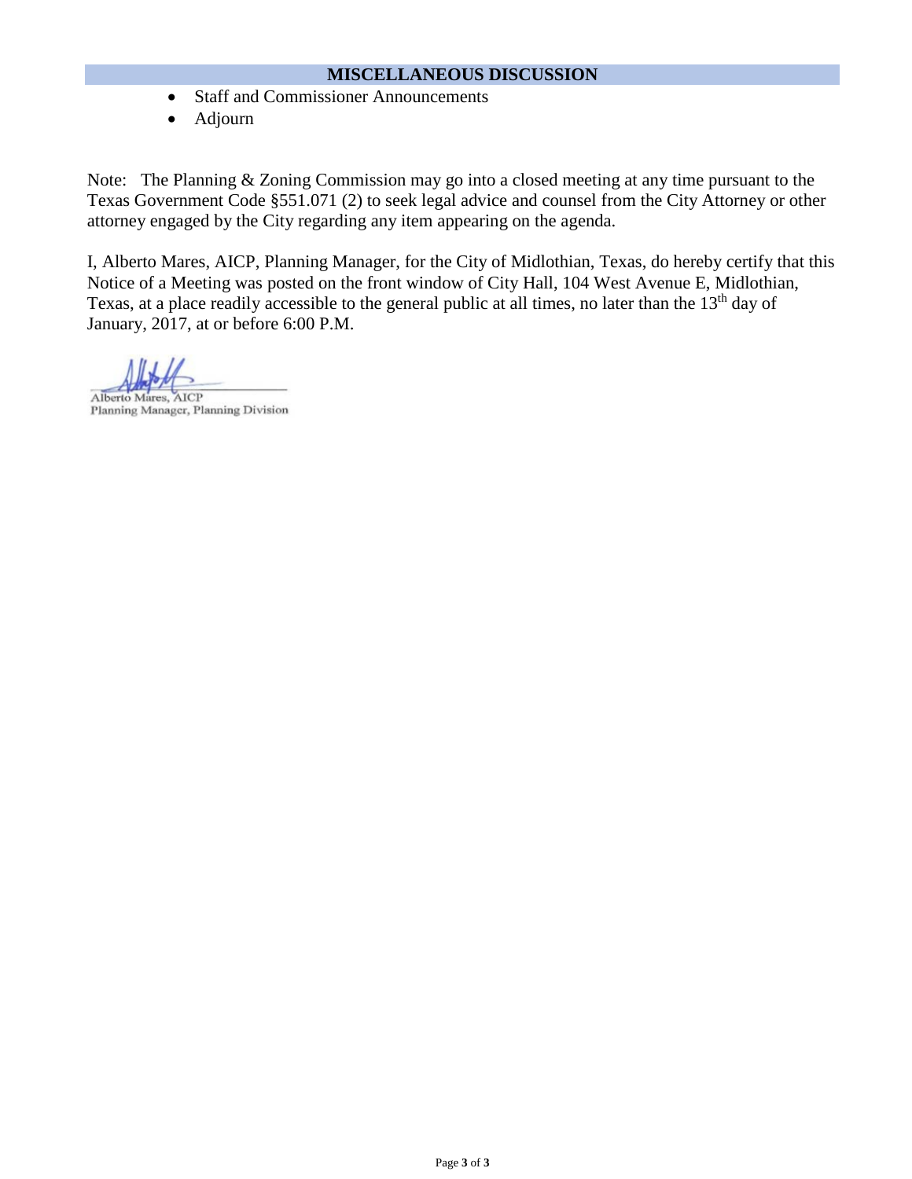## MISCELLANEOUS DISCUSSION

- Staff and Commissioner Announcements
- Adjourn

Note: The Planning & Zoning Commission may go into a closed meeting at any time pursuant to the Texas Government Code §551.071 (2) to seek legal advice and counsel from the City Attorney or other attorney engaged by the City regarding any item appearing on the agenda.

I, Alberto Mares, AICP, Planning Manager, for the City of Midlothian, Texas, do hereby certify that this Notice of a Meeting was posted on the front window of City Hall, 104 West Avenue E, Midlothian, Texas, at a place readily accessible to the general public at all times, no later than the 13th day of January, 2017, at or before 6:00 P.M.

Alberto Mares, AICP
Planning Manager, Planning Division